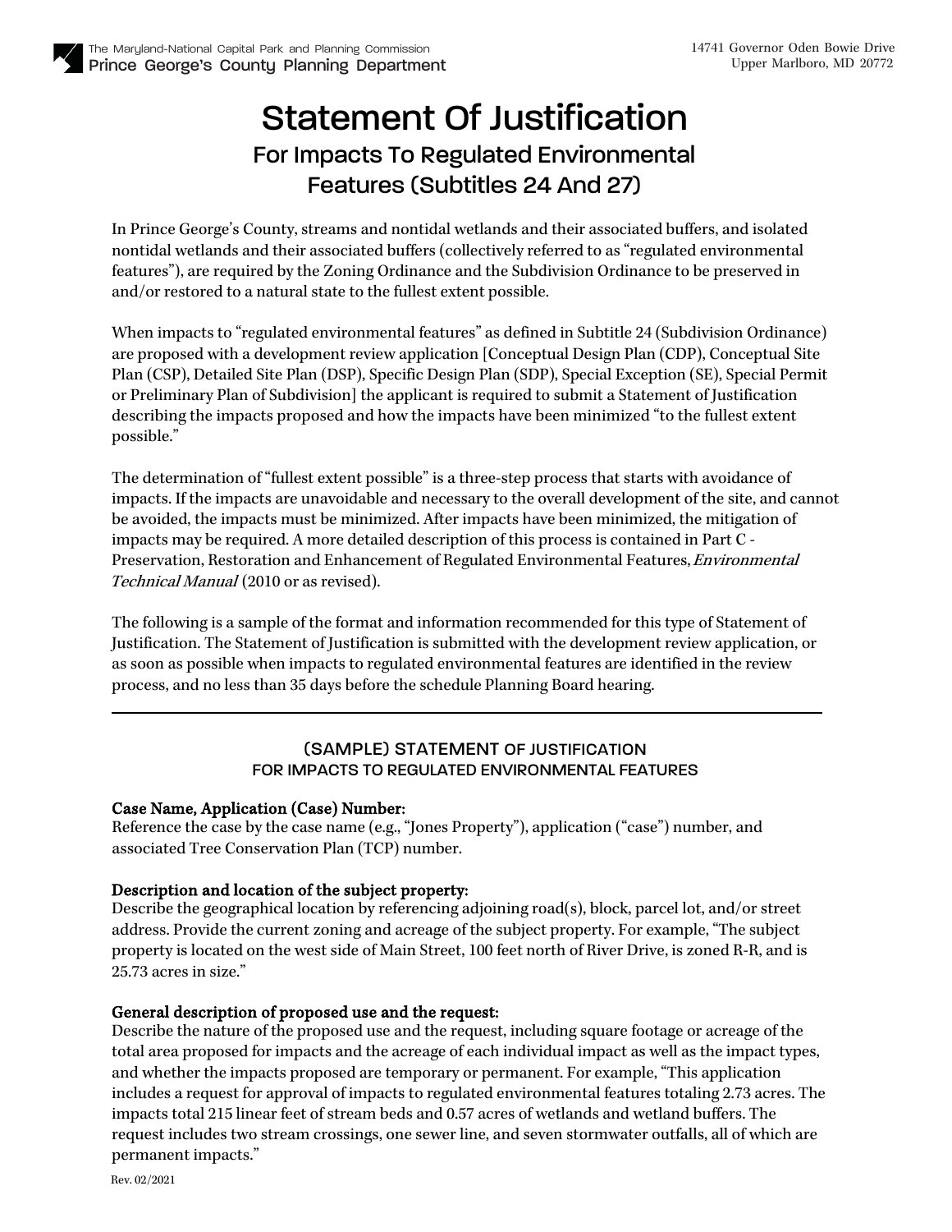The Maryland-National Capital Park and Planning Commission
**Prince George's County Planning Department**

14741 Governor Oden Bowie Drive
Upper Marlboro, MD 20772

# Statement Of Justification

## For Impacts To Regulated Environmental Features (Subtitles 24 And 27)

In Prince George's County, streams and nontidal wetlands and their associated buffers, and isolated nontidal wetlands and their associated buffers (collectively referred to as "regulated environmental features"), are required by the Zoning Ordinance and the Subdivision Ordinance to be preserved in and/or restored to a natural state to the fullest extent possible.

When impacts to "regulated environmental features" as defined in Subtitle 24 (Subdivision Ordinance) are proposed with a development review application [Conceptual Design Plan (CDP), Conceptual Site Plan (CSP), Detailed Site Plan (DSP), Specific Design Plan (SDP), Special Exception (SE), Special Permit or Preliminary Plan of Subdivision] the applicant is required to submit a Statement of Justification describing the impacts proposed and how the impacts have been minimized "to the fullest extent possible."

The determination of "fullest extent possible" is a three-step process that starts with avoidance of impacts. If the impacts are unavoidable and necessary to the overall development of the site, and cannot be avoided, the impacts must be minimized. After impacts have been minimized, the mitigation of impacts may be required. A more detailed description of this process is contained in Part C - Preservation, Restoration and Enhancement of Regulated Environmental Features, *Environmental Technical Manual* (2010 or as revised).

The following is a sample of the format and information recommended for this type of Statement of Justification. The Statement of Justification is submitted with the development review application, or as soon as possible when impacts to regulated environmental features are identified in the review process, and no less than 35 days before the schedule Planning Board hearing.

---

### (SAMPLE) STATEMENT OF JUSTIFICATION
### FOR IMPACTS TO REGULATED ENVIRONMENTAL FEATURES

**Case Name, Application (Case) Number:**
Reference the case by the case name (e.g., "Jones Property"), application ("case") number, and associated Tree Conservation Plan (TCP) number.

**Description and location of the subject property:**
Describe the geographical location by referencing adjoining road(s), block, parcel lot, and/or street address. Provide the current zoning and acreage of the subject property. For example, "The subject property is located on the west side of Main Street, 100 feet north of River Drive, is zoned R-R, and is 25.73 acres in size."

**General description of proposed use and the request:**
Describe the nature of the proposed use and the request, including square footage or acreage of the total area proposed for impacts and the acreage of each individual impact as well as the impact types, and whether the impacts proposed are temporary or permanent. For example, "This application includes a request for approval of impacts to regulated environmental features totaling 2.73 acres. The impacts total 215 linear feet of stream beds and 0.57 acres of wetlands and wetland buffers. The request includes two stream crossings, one sewer line, and seven stormwater outfalls, all of which are permanent impacts."

Rev. 02/2021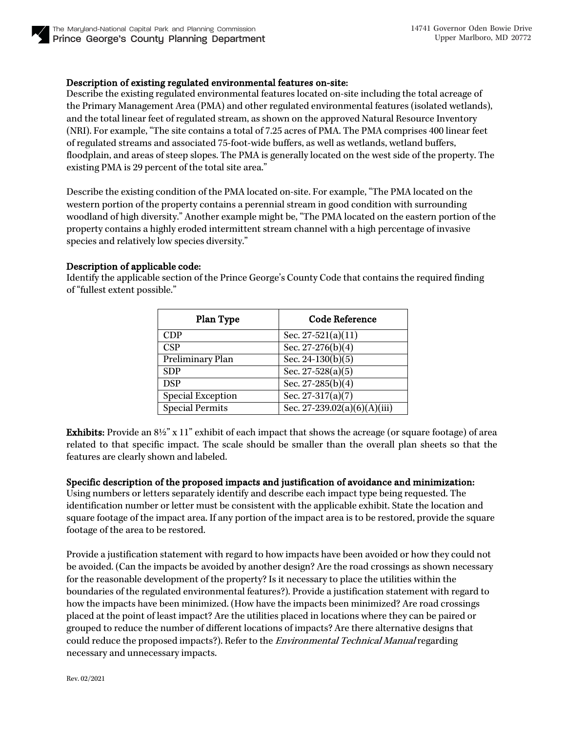**Description of existing regulated environmental features on-site:**
Describe the existing regulated environmental features located on-site including the total acreage of the Primary Management Area (PMA) and other regulated environmental features (isolated wetlands), and the total linear feet of regulated stream, as shown on the approved Natural Resource Inventory (NRI). For example, "The site contains a total of 7.25 acres of PMA. The PMA comprises 400 linear feet of regulated streams and associated 75-foot-wide buffers, as well as wetlands, wetland buffers, floodplain, and areas of steep slopes. The PMA is generally located on the west side of the property. The existing PMA is 29 percent of the total site area."

Describe the existing condition of the PMA located on-site. For example, "The PMA located on the western portion of the property contains a perennial stream in good condition with surrounding woodland of high diversity." Another example might be, "The PMA located on the eastern portion of the property contains a highly eroded intermittent stream channel with a high percentage of invasive species and relatively low species diversity."

**Description of applicable code:**
Identify the applicable section of the Prince George's County Code that contains the required finding of "fullest extent possible."

| Plan Type | Code Reference |
|---|---|
| CDP | Sec. 27-521(a)(11) |
| CSP | Sec. 27-276(b)(4) |
| Preliminary Plan | Sec. 24-130(b)(5) |
| SDP | Sec. 27-528(a)(5) |
| DSP | Sec. 27-285(b)(4) |
| Special Exception | Sec. 27-317(a)(7) |
| Special Permits | Sec. 27-239.02(a)(6)(A)(iii) |

**Exhibits:** Provide an 8½" x 11" exhibit of each impact that shows the acreage (or square footage) of area related to that specific impact. The scale should be smaller than the overall plan sheets so that the features are clearly shown and labeled.

**Specific description of the proposed impacts and justification of avoidance and minimization:**
Using numbers or letters separately identify and describe each impact type being requested. The identification number or letter must be consistent with the applicable exhibit. State the location and square footage of the impact area. If any portion of the impact area is to be restored, provide the square footage of the area to be restored.

Provide a justification statement with regard to how impacts have been avoided or how they could not be avoided. (Can the impacts be avoided by another design? Are the road crossings as shown necessary for the reasonable development of the property? Is it necessary to place the utilities within the boundaries of the regulated environmental features?). Provide a justification statement with regard to how the impacts have been minimized. (How have the impacts been minimized? Are road crossings placed at the point of least impact? Are the utilities placed in locations where they can be paired or grouped to reduce the number of different locations of impacts? Are there alternative designs that could reduce the proposed impacts?). Refer to the *Environmental Technical Manual* regarding necessary and unnecessary impacts.

Rev. 02/2021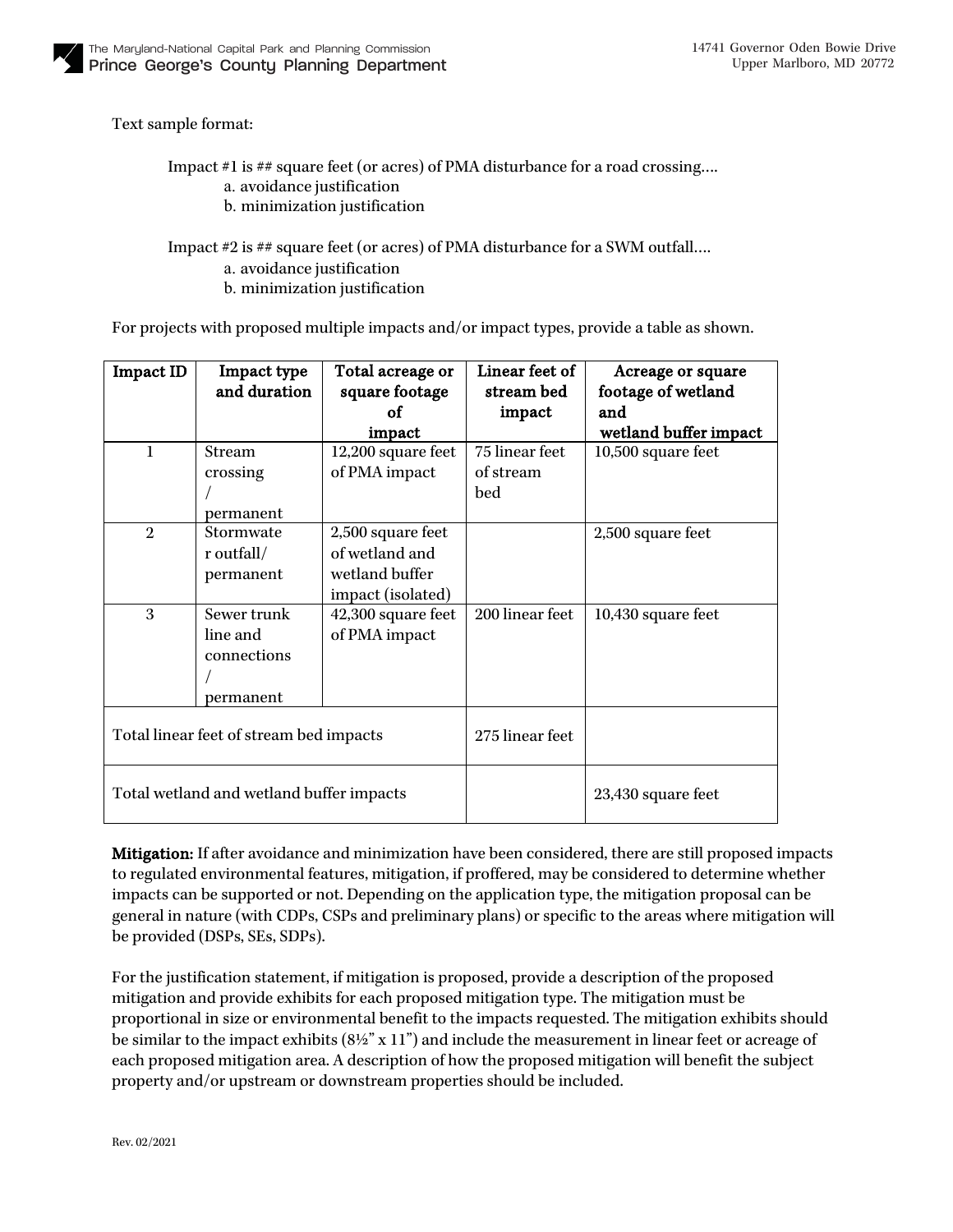Text sample format:

Impact #1 is ## square feet (or acres) of PMA disturbance for a road crossing….
  a. avoidance justification
  b. minimization justification

Impact #2 is ## square feet (or acres) of PMA disturbance for a SWM outfall….
  a. avoidance justification
  b. minimization justification

For projects with proposed multiple impacts and/or impact types, provide a table as shown.

| Impact ID | Impact type and duration | Total acreage or square footage of impact | Linear feet of stream bed impact | Acreage or square footage of wetland and wetland buffer impact |
|---|---|---|---|---|
| 1 | Stream crossing / permanent | 12,200 square feet of PMA impact | 75 linear feet of stream bed | 10,500 square feet |
| 2 | Stormwater outfall/ permanent | 2,500 square feet of wetland and wetland buffer impact (isolated) | | 2,500 square feet |
| 3 | Sewer trunk line and connections / permanent | 42,300 square feet of PMA impact | 200 linear feet | 10,430 square feet |
| Total linear feet of stream bed impacts | | | 275 linear feet | |
| Total wetland and wetland buffer impacts | | | | 23,430 square feet |

**Mitigation:** If after avoidance and minimization have been considered, there are still proposed impacts to regulated environmental features, mitigation, if proffered, may be considered to determine whether impacts can be supported or not. Depending on the application type, the mitigation proposal can be general in nature (with CDPs, CSPs and preliminary plans) or specific to the areas where mitigation will be provided (DSPs, SEs, SDPs).

For the justification statement, if mitigation is proposed, provide a description of the proposed mitigation and provide exhibits for each proposed mitigation type. The mitigation must be proportional in size or environmental benefit to the impacts requested. The mitigation exhibits should be similar to the impact exhibits (8½" x 11") and include the measurement in linear feet or acreage of each proposed mitigation area. A description of how the proposed mitigation will benefit the subject property and/or upstream or downstream properties should be included.